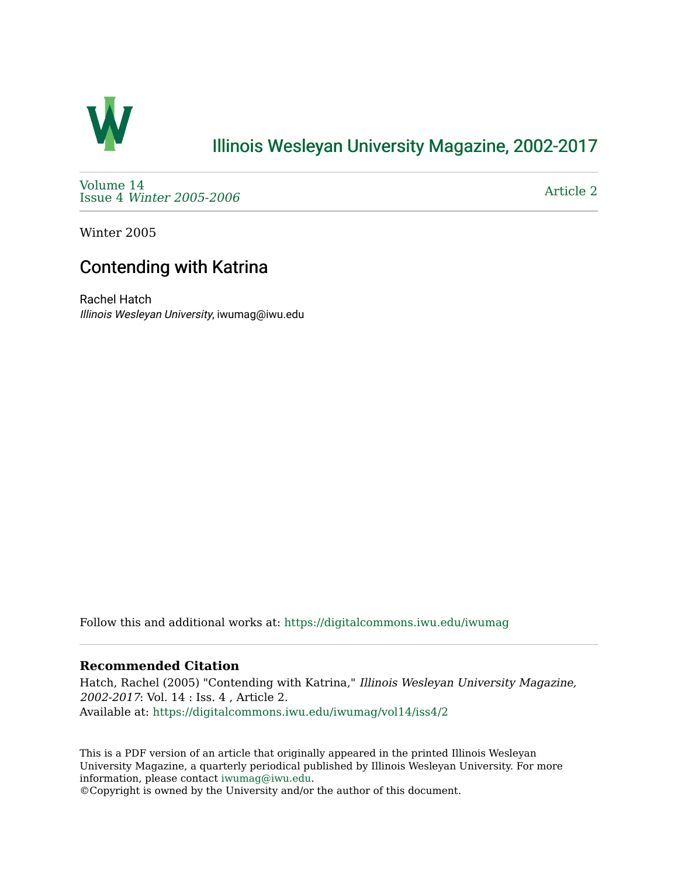# Illinois Wesleyan University Magazine, 2002-2017

Volume 14
Issue 4 *Winter 2005-2006*

Article 2

Winter 2005

## Contending with Katrina

Rachel Hatch
*Illinois Wesleyan University*, iwumag@iwu.edu

Follow this and additional works at: https://digitalcommons.iwu.edu/iwumag

### Recommended Citation

Hatch, Rachel (2005) "Contending with Katrina," *Illinois Wesleyan University Magazine, 2002-2017*: Vol. 14 : Iss. 4 , Article 2.
Available at: https://digitalcommons.iwu.edu/iwumag/vol14/iss4/2

This is a PDF version of an article that originally appeared in the printed Illinois Wesleyan University Magazine, a quarterly periodical published by Illinois Wesleyan University. For more information, please contact iwumag@iwu.edu.
©Copyright is owned by the University and/or the author of this document.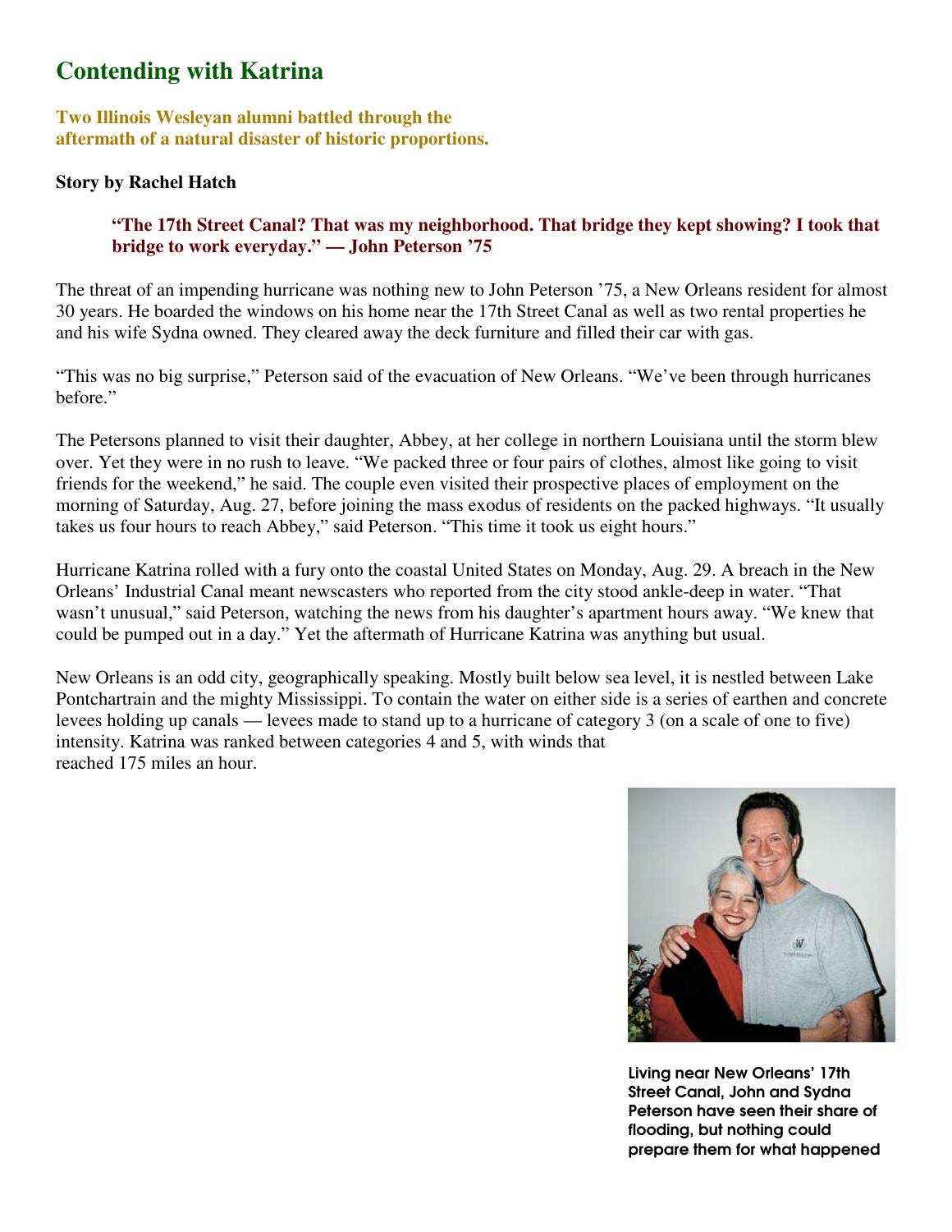# Contending with Katrina

**Two Illinois Wesleyan alumni battled through the aftermath of a natural disaster of historic proportions.**

**Story by Rachel Hatch**

> **"The 17th Street Canal? That was my neighborhood. That bridge they kept showing? I took that bridge to work everyday." — John Peterson '75**

The threat of an impending hurricane was nothing new to John Peterson '75, a New Orleans resident for almost 30 years. He boarded the windows on his home near the 17th Street Canal as well as two rental properties he and his wife Sydna owned. They cleared away the deck furniture and filled their car with gas.

"This was no big surprise," Peterson said of the evacuation of New Orleans. "We've been through hurricanes before."

The Petersons planned to visit their daughter, Abbey, at her college in northern Louisiana until the storm blew over. Yet they were in no rush to leave. "We packed three or four pairs of clothes, almost like going to visit friends for the weekend," he said. The couple even visited their prospective places of employment on the morning of Saturday, Aug. 27, before joining the mass exodus of residents on the packed highways. "It usually takes us four hours to reach Abbey," said Peterson. "This time it took us eight hours."

Hurricane Katrina rolled with a fury onto the coastal United States on Monday, Aug. 29. A breach in the New Orleans' Industrial Canal meant newscasters who reported from the city stood ankle-deep in water. "That wasn't unusual," said Peterson, watching the news from his daughter's apartment hours away. "We knew that could be pumped out in a day." Yet the aftermath of Hurricane Katrina was anything but usual.

New Orleans is an odd city, geographically speaking. Mostly built below sea level, it is nestled between Lake Pontchartrain and the mighty Mississippi. To contain the water on either side is a series of earthen and concrete levees holding up canals — levees made to stand up to a hurricane of category 3 (on a scale of one to five) intensity. Katrina was ranked between categories 4 and 5, with winds that reached 175 miles an hour.

Living near New Orleans' 17th Street Canal, John and Sydna Peterson have seen their share of flooding, but nothing could prepare them for what happened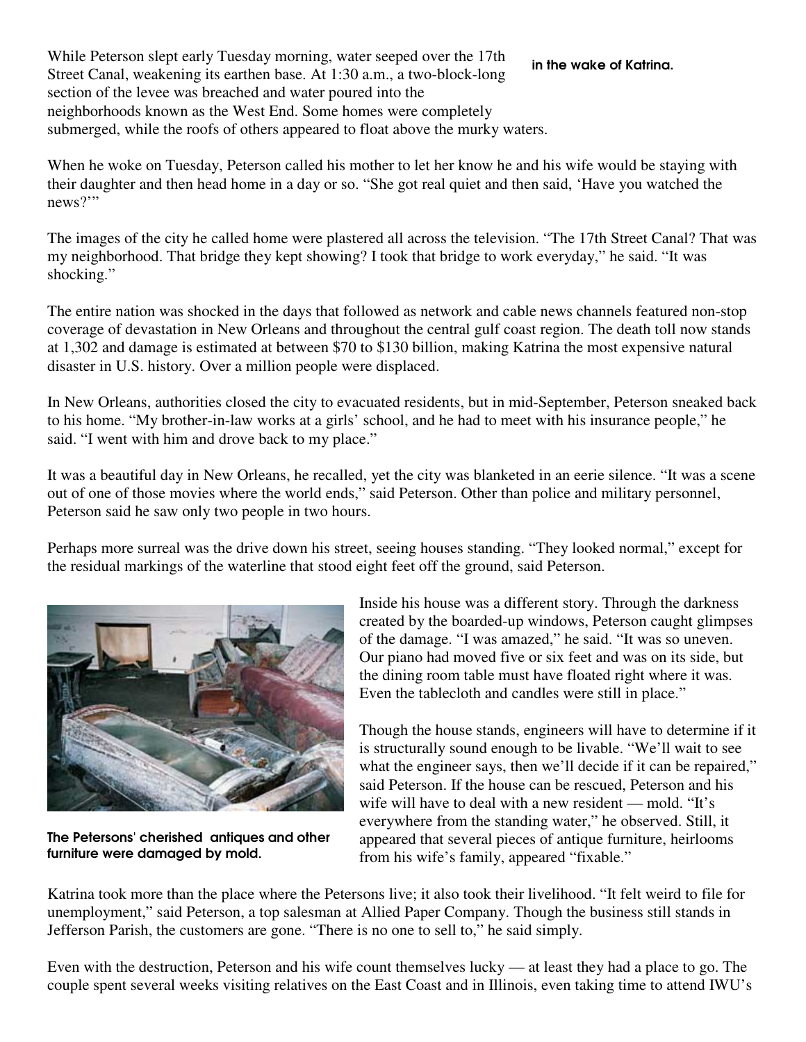While Peterson slept early Tuesday morning, water seeped over the 17th Street Canal, weakening its earthen base. At 1:30 a.m., a two-block-long section of the levee was breached and water poured into the neighborhoods known as the West End. Some homes were completely submerged, while the roofs of others appeared to float above the murky waters.

**in the wake of Katrina.**

When he woke on Tuesday, Peterson called his mother to let her know he and his wife would be staying with their daughter and then head home in a day or so. "She got real quiet and then said, 'Have you watched the news?'"

The images of the city he called home were plastered all across the television. "The 17th Street Canal? That was my neighborhood. That bridge they kept showing? I took that bridge to work everyday," he said. "It was shocking."

The entire nation was shocked in the days that followed as network and cable news channels featured non-stop coverage of devastation in New Orleans and throughout the central gulf coast region. The death toll now stands at 1,302 and damage is estimated at between $70 to $130 billion, making Katrina the most expensive natural disaster in U.S. history. Over a million people were displaced.

In New Orleans, authorities closed the city to evacuated residents, but in mid-September, Peterson sneaked back to his home. "My brother-in-law works at a girls' school, and he had to meet with his insurance people," he said. "I went with him and drove back to my place."

It was a beautiful day in New Orleans, he recalled, yet the city was blanketed in an eerie silence. "It was a scene out of one of those movies where the world ends," said Peterson. Other than police and military personnel, Peterson said he saw only two people in two hours.

Perhaps more surreal was the drive down his street, seeing houses standing. "They looked normal," except for the residual markings of the waterline that stood eight feet off the ground, said Peterson.

**The Petersons' cherished antiques and other furniture were damaged by mold.**

Inside his house was a different story. Through the darkness created by the boarded-up windows, Peterson caught glimpses of the damage. "I was amazed," he said. "It was so uneven. Our piano had moved five or six feet and was on its side, but the dining room table must have floated right where it was. Even the tablecloth and candles were still in place."

Though the house stands, engineers will have to determine if it is structurally sound enough to be livable. "We'll wait to see what the engineer says, then we'll decide if it can be repaired," said Peterson. If the house can be rescued, Peterson and his wife will have to deal with a new resident — mold. "It's everywhere from the standing water," he observed. Still, it appeared that several pieces of antique furniture, heirlooms from his wife's family, appeared "fixable."

Katrina took more than the place where the Petersons live; it also took their livelihood. "It felt weird to file for unemployment," said Peterson, a top salesman at Allied Paper Company. Though the business still stands in Jefferson Parish, the customers are gone. "There is no one to sell to," he said simply.

Even with the destruction, Peterson and his wife count themselves lucky — at least they had a place to go. The couple spent several weeks visiting relatives on the East Coast and in Illinois, even taking time to attend IWU's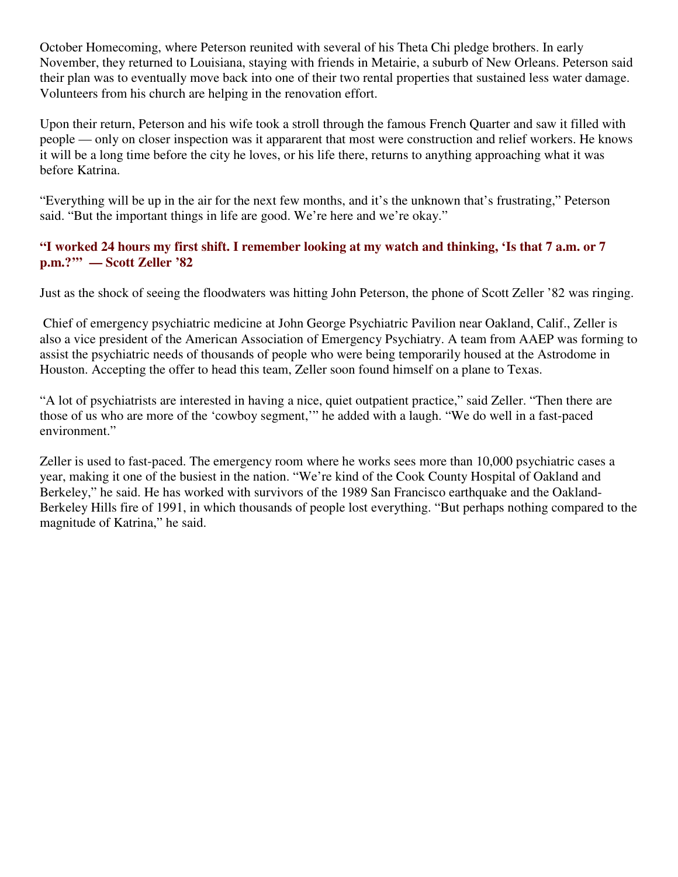October Homecoming, where Peterson reunited with several of his Theta Chi pledge brothers. In early November, they returned to Louisiana, staying with friends in Metairie, a suburb of New Orleans. Peterson said their plan was to eventually move back into one of their two rental properties that sustained less water damage. Volunteers from his church are helping in the renovation effort.

Upon their return, Peterson and his wife took a stroll through the famous French Quarter and saw it filled with people — only on closer inspection was it appararent that most were construction and relief workers. He knows it will be a long time before the city he loves, or his life there, returns to anything approaching what it was before Katrina.

“Everything will be up in the air for the next few months, and it’s the unknown that’s frustrating,” Peterson said. “But the important things in life are good. We’re here and we’re okay.”

**“I worked 24 hours my first shift. I remember looking at my watch and thinking, ‘Is that 7 a.m. or 7 p.m.?’” — Scott Zeller ’82**

Just as the shock of seeing the floodwaters was hitting John Peterson, the phone of Scott Zeller ’82 was ringing.

Chief of emergency psychiatric medicine at John George Psychiatric Pavilion near Oakland, Calif., Zeller is also a vice president of the American Association of Emergency Psychiatry. A team from AAEP was forming to assist the psychiatric needs of thousands of people who were being temporarily housed at the Astrodome in Houston. Accepting the offer to head this team, Zeller soon found himself on a plane to Texas.

“A lot of psychiatrists are interested in having a nice, quiet outpatient practice,” said Zeller. “Then there are those of us who are more of the ‘cowboy segment,’” he added with a laugh. “We do well in a fast-paced environment.”

Zeller is used to fast-paced. The emergency room where he works sees more than 10,000 psychiatric cases a year, making it one of the busiest in the nation. “We’re kind of the Cook County Hospital of Oakland and Berkeley,” he said. He has worked with survivors of the 1989 San Francisco earthquake and the Oakland-Berkeley Hills fire of 1991, in which thousands of people lost everything. “But perhaps nothing compared to the magnitude of Katrina,” he said.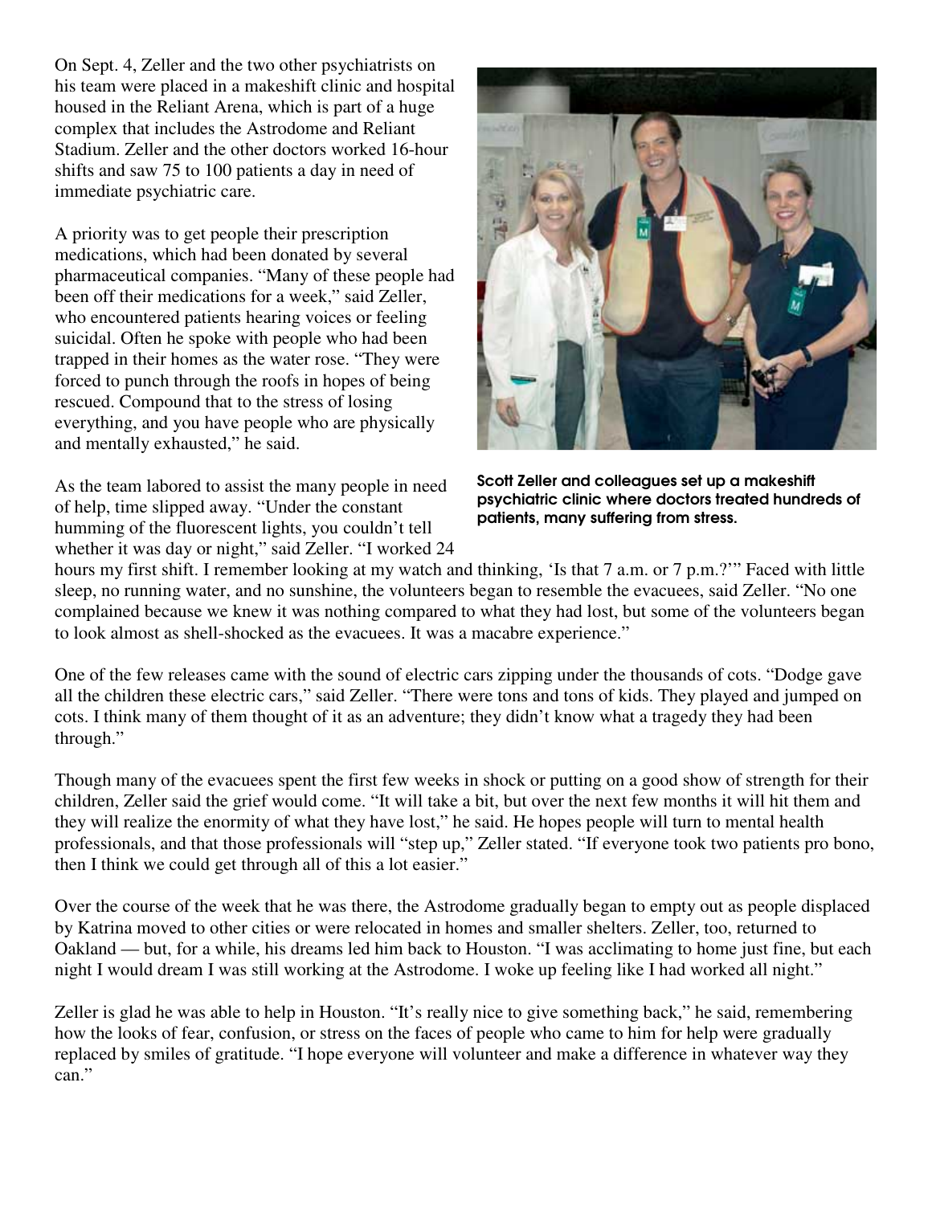On Sept. 4, Zeller and the two other psychiatrists on his team were placed in a makeshift clinic and hospital housed in the Reliant Arena, which is part of a huge complex that includes the Astrodome and Reliant Stadium. Zeller and the other doctors worked 16-hour shifts and saw 75 to 100 patients a day in need of immediate psychiatric care.

A priority was to get people their prescription medications, which had been donated by several pharmaceutical companies. "Many of these people had been off their medications for a week," said Zeller, who encountered patients hearing voices or feeling suicidal. Often he spoke with people who had been trapped in their homes as the water rose. "They were forced to punch through the roofs in hopes of being rescued. Compound that to the stress of losing everything, and you have people who are physically and mentally exhausted," he said.

**Scott Zeller and colleagues set up a makeshift psychiatric clinic where doctors treated hundreds of patients, many suffering from stress.**

As the team labored to assist the many people in need of help, time slipped away. "Under the constant humming of the fluorescent lights, you couldn't tell whether it was day or night," said Zeller. "I worked 24 hours my first shift. I remember looking at my watch and thinking, 'Is that 7 a.m. or 7 p.m.?'" Faced with little sleep, no running water, and no sunshine, the volunteers began to resemble the evacuees, said Zeller. "No one complained because we knew it was nothing compared to what they had lost, but some of the volunteers began to look almost as shell-shocked as the evacuees. It was a macabre experience."

One of the few releases came with the sound of electric cars zipping under the thousands of cots. "Dodge gave all the children these electric cars," said Zeller. "There were tons and tons of kids. They played and jumped on cots. I think many of them thought of it as an adventure; they didn't know what a tragedy they had been through."

Though many of the evacuees spent the first few weeks in shock or putting on a good show of strength for their children, Zeller said the grief would come. "It will take a bit, but over the next few months it will hit them and they will realize the enormity of what they have lost," he said. He hopes people will turn to mental health professionals, and that those professionals will "step up," Zeller stated. "If everyone took two patients pro bono, then I think we could get through all of this a lot easier."

Over the course of the week that he was there, the Astrodome gradually began to empty out as people displaced by Katrina moved to other cities or were relocated in homes and smaller shelters. Zeller, too, returned to Oakland — but, for a while, his dreams led him back to Houston. "I was acclimating to home just fine, but each night I would dream I was still working at the Astrodome. I woke up feeling like I had worked all night."

Zeller is glad he was able to help in Houston. "It's really nice to give something back," he said, remembering how the looks of fear, confusion, or stress on the faces of people who came to him for help were gradually replaced by smiles of gratitude. "I hope everyone will volunteer and make a difference in whatever way they can."